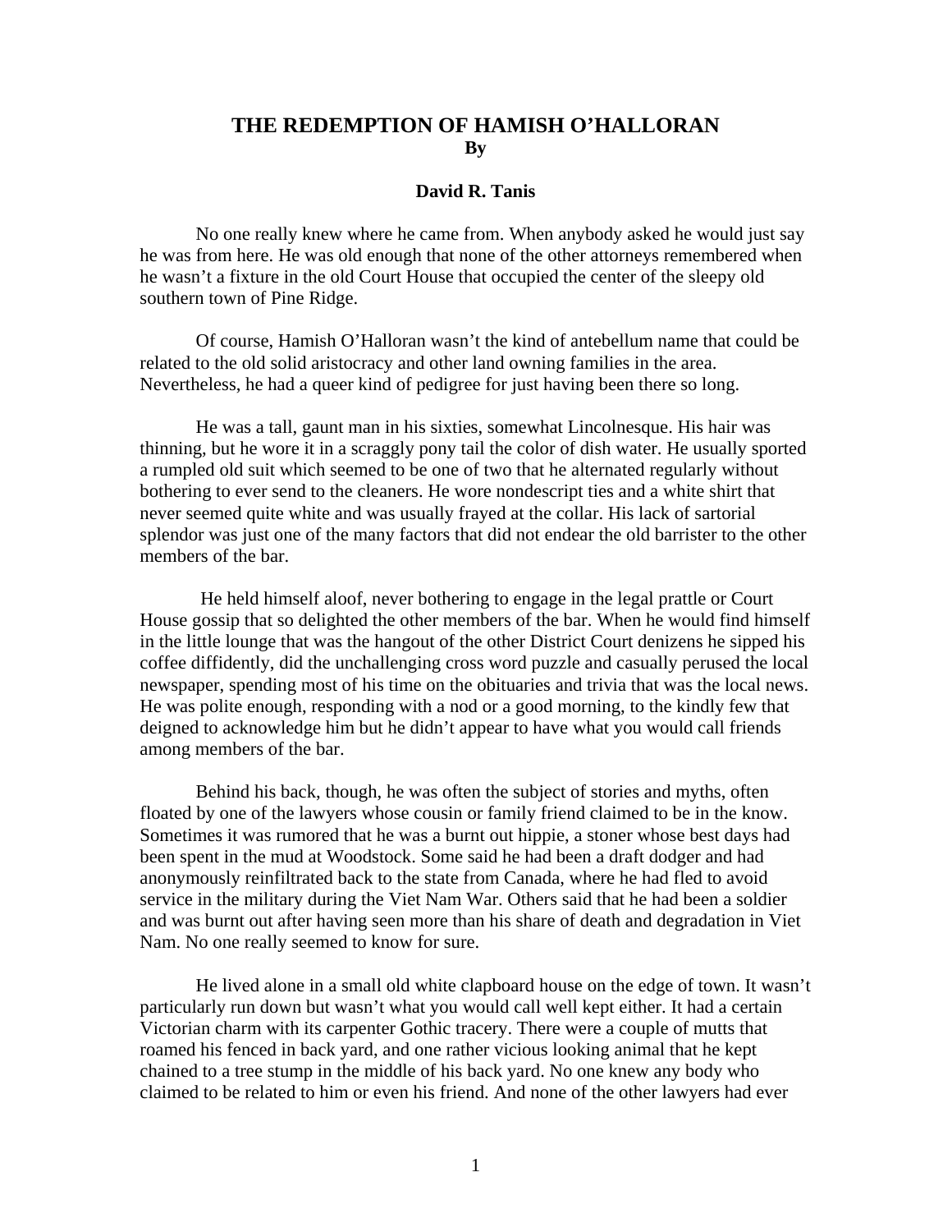# THE REDEMPTION OF HAMISH O'HALLORAN

**By**

**David R. Tanis**

No one really knew where he came from. When anybody asked he would just say he was from here. He was old enough that none of the other attorneys remembered when he wasn't a fixture in the old Court House that occupied the center of the sleepy old southern town of Pine Ridge.

Of course, Hamish O'Halloran wasn't the kind of antebellum name that could be related to the old solid aristocracy and other land owning families in the area. Nevertheless, he had a queer kind of pedigree for just having been there so long.

He was a tall, gaunt man in his sixties, somewhat Lincolnesque. His hair was thinning, but he wore it in a scraggly pony tail the color of dish water. He usually sported a rumpled old suit which seemed to be one of two that he alternated regularly without bothering to ever send to the cleaners. He wore nondescript ties and a white shirt that never seemed quite white and was usually frayed at the collar. His lack of sartorial splendor was just one of the many factors that did not endear the old barrister to the other members of the bar.

He held himself aloof, never bothering to engage in the legal prattle or Court House gossip that so delighted the other members of the bar. When he would find himself in the little lounge that was the hangout of the other District Court denizens he sipped his coffee diffidently, did the unchallenging cross word puzzle and casually perused the local newspaper, spending most of his time on the obituaries and trivia that was the local news. He was polite enough, responding with a nod or a good morning, to the kindly few that deigned to acknowledge him but he didn't appear to have what you would call friends among members of the bar.

Behind his back, though, he was often the subject of stories and myths, often floated by one of the lawyers whose cousin or family friend claimed to be in the know. Sometimes it was rumored that he was a burnt out hippie, a stoner whose best days had been spent in the mud at Woodstock. Some said he had been a draft dodger and had anonymously reinfiltrated back to the state from Canada, where he had fled to avoid service in the military during the Viet Nam War. Others said that he had been a soldier and was burnt out after having seen more than his share of death and degradation in Viet Nam. No one really seemed to know for sure.

He lived alone in a small old white clapboard house on the edge of town. It wasn't particularly run down but wasn't what you would call well kept either. It had a certain Victorian charm with its carpenter Gothic tracery. There were a couple of mutts that roamed his fenced in back yard, and one rather vicious looking animal that he kept chained to a tree stump in the middle of his back yard. No one knew any body who claimed to be related to him or even his friend. And none of the other lawyers had ever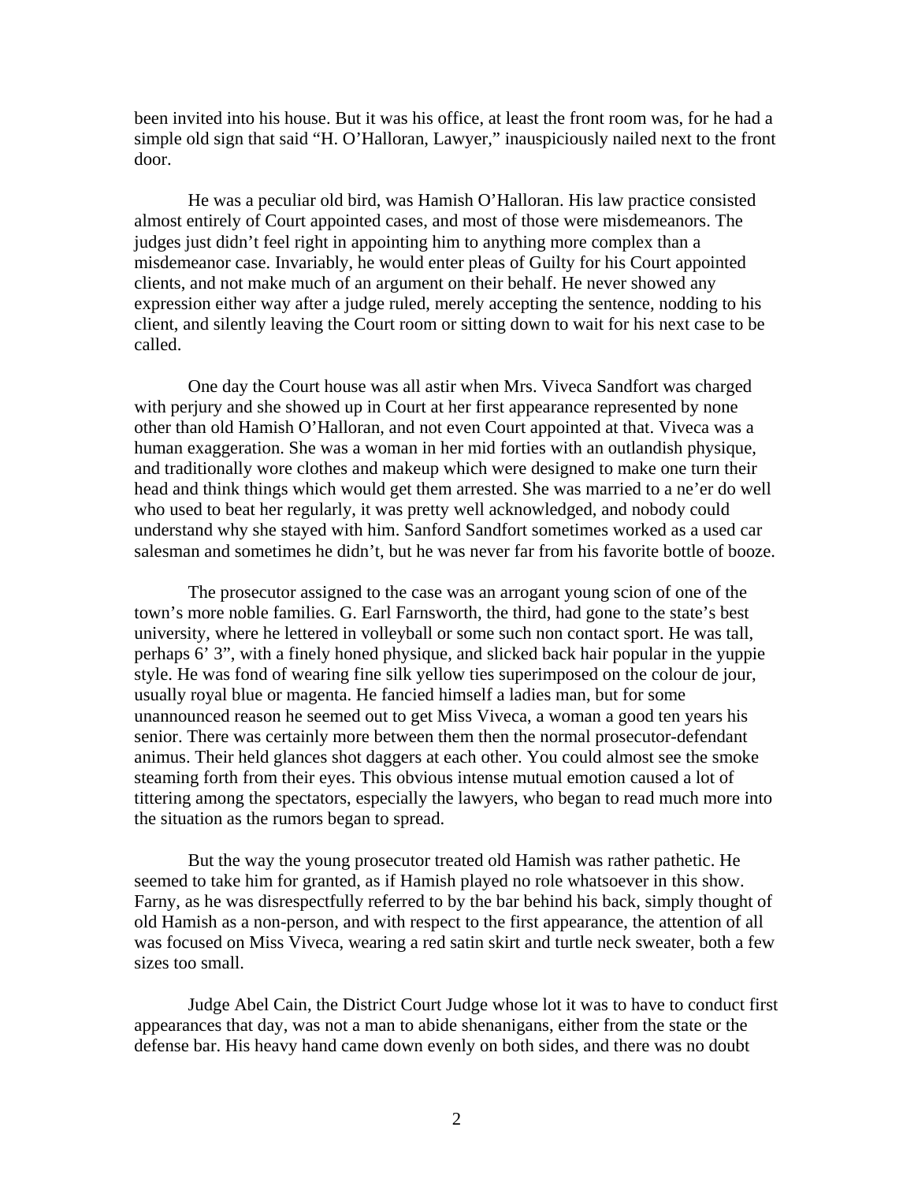been invited into his house. But it was his office, at least the front room was, for he had a simple old sign that said "H. O'Halloran, Lawyer," inauspiciously nailed next to the front door.

He was a peculiar old bird, was Hamish O'Halloran. His law practice consisted almost entirely of Court appointed cases, and most of those were misdemeanors. The judges just didn't feel right in appointing him to anything more complex than a misdemeanor case. Invariably, he would enter pleas of Guilty for his Court appointed clients, and not make much of an argument on their behalf. He never showed any expression either way after a judge ruled, merely accepting the sentence, nodding to his client, and silently leaving the Court room or sitting down to wait for his next case to be called.

One day the Court house was all astir when Mrs. Viveca Sandfort was charged with perjury and she showed up in Court at her first appearance represented by none other than old Hamish O'Halloran, and not even Court appointed at that. Viveca was a human exaggeration. She was a woman in her mid forties with an outlandish physique, and traditionally wore clothes and makeup which were designed to make one turn their head and think things which would get them arrested. She was married to a ne'er do well who used to beat her regularly, it was pretty well acknowledged, and nobody could understand why she stayed with him. Sanford Sandfort sometimes worked as a used car salesman and sometimes he didn't, but he was never far from his favorite bottle of booze.

The prosecutor assigned to the case was an arrogant young scion of one of the town's more noble families. G. Earl Farnsworth, the third, had gone to the state's best university, where he lettered in volleyball or some such non contact sport. He was tall, perhaps 6' 3", with a finely honed physique, and slicked back hair popular in the yuppie style. He was fond of wearing fine silk yellow ties superimposed on the colour de jour, usually royal blue or magenta. He fancied himself a ladies man, but for some unannounced reason he seemed out to get Miss Viveca, a woman a good ten years his senior. There was certainly more between them then the normal prosecutor-defendant animus. Their held glances shot daggers at each other. You could almost see the smoke steaming forth from their eyes. This obvious intense mutual emotion caused a lot of tittering among the spectators, especially the lawyers, who began to read much more into the situation as the rumors began to spread.

But the way the young prosecutor treated old Hamish was rather pathetic. He seemed to take him for granted, as if Hamish played no role whatsoever in this show. Farny, as he was disrespectfully referred to by the bar behind his back, simply thought of old Hamish as a non-person, and with respect to the first appearance, the attention of all was focused on Miss Viveca, wearing a red satin skirt and turtle neck sweater, both a few sizes too small.

Judge Abel Cain, the District Court Judge whose lot it was to have to conduct first appearances that day, was not a man to abide shenanigans, either from the state or the defense bar. His heavy hand came down evenly on both sides, and there was no doubt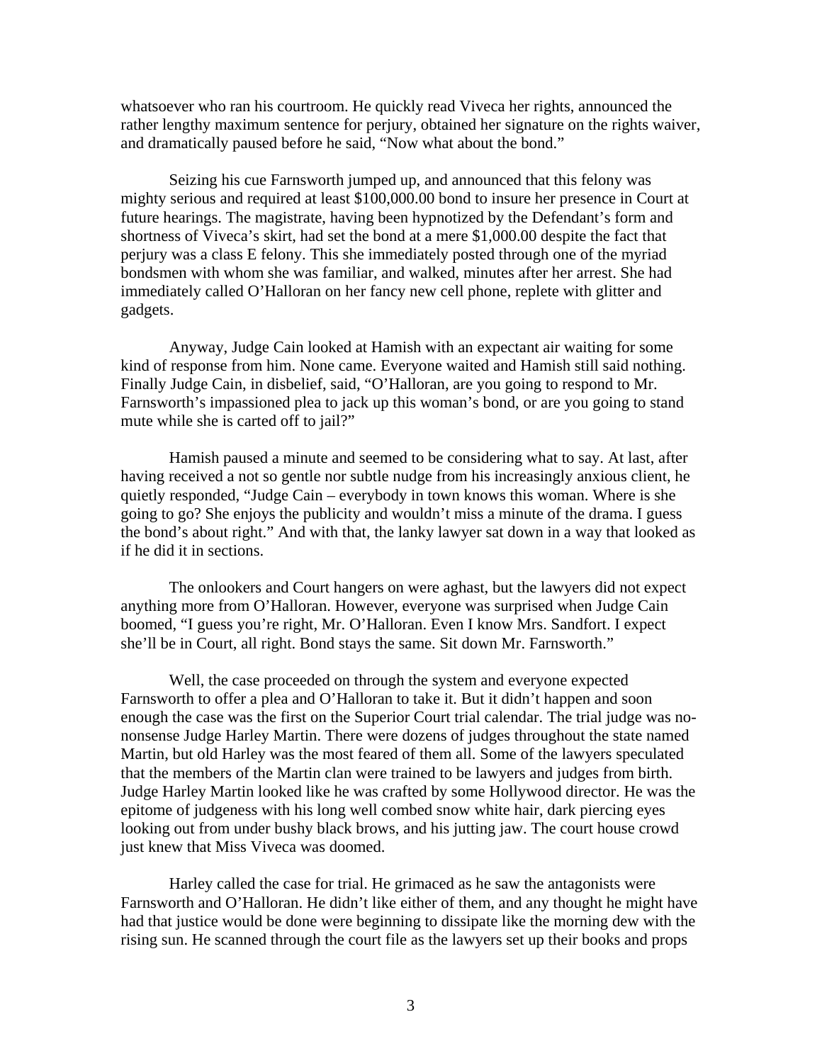whatsoever who ran his courtroom. He quickly read Viveca her rights, announced the rather lengthy maximum sentence for perjury, obtained her signature on the rights waiver, and dramatically paused before he said, "Now what about the bond."

Seizing his cue Farnsworth jumped up, and announced that this felony was mighty serious and required at least $100,000.00 bond to insure her presence in Court at future hearings. The magistrate, having been hypnotized by the Defendant's form and shortness of Viveca's skirt, had set the bond at a mere $1,000.00 despite the fact that perjury was a class E felony. This she immediately posted through one of the myriad bondsmen with whom she was familiar, and walked, minutes after her arrest. She had immediately called O'Halloran on her fancy new cell phone, replete with glitter and gadgets.

Anyway, Judge Cain looked at Hamish with an expectant air waiting for some kind of response from him. None came. Everyone waited and Hamish still said nothing. Finally Judge Cain, in disbelief, said, "O'Halloran, are you going to respond to Mr. Farnsworth's impassioned plea to jack up this woman's bond, or are you going to stand mute while she is carted off to jail?"

Hamish paused a minute and seemed to be considering what to say. At last, after having received a not so gentle nor subtle nudge from his increasingly anxious client, he quietly responded, "Judge Cain – everybody in town knows this woman. Where is she going to go? She enjoys the publicity and wouldn't miss a minute of the drama. I guess the bond's about right." And with that, the lanky lawyer sat down in a way that looked as if he did it in sections.

The onlookers and Court hangers on were aghast, but the lawyers did not expect anything more from O'Halloran. However, everyone was surprised when Judge Cain boomed, "I guess you're right, Mr. O'Halloran. Even I know Mrs. Sandfort. I expect she'll be in Court, all right. Bond stays the same. Sit down Mr. Farnsworth."

Well, the case proceeded on through the system and everyone expected Farnsworth to offer a plea and O'Halloran to take it. But it didn't happen and soon enough the case was the first on the Superior Court trial calendar. The trial judge was no-nonsense Judge Harley Martin. There were dozens of judges throughout the state named Martin, but old Harley was the most feared of them all. Some of the lawyers speculated that the members of the Martin clan were trained to be lawyers and judges from birth. Judge Harley Martin looked like he was crafted by some Hollywood director. He was the epitome of judgeness with his long well combed snow white hair, dark piercing eyes looking out from under bushy black brows, and his jutting jaw. The court house crowd just knew that Miss Viveca was doomed.

Harley called the case for trial. He grimaced as he saw the antagonists were Farnsworth and O'Halloran. He didn't like either of them, and any thought he might have had that justice would be done were beginning to dissipate like the morning dew with the rising sun. He scanned through the court file as the lawyers set up their books and props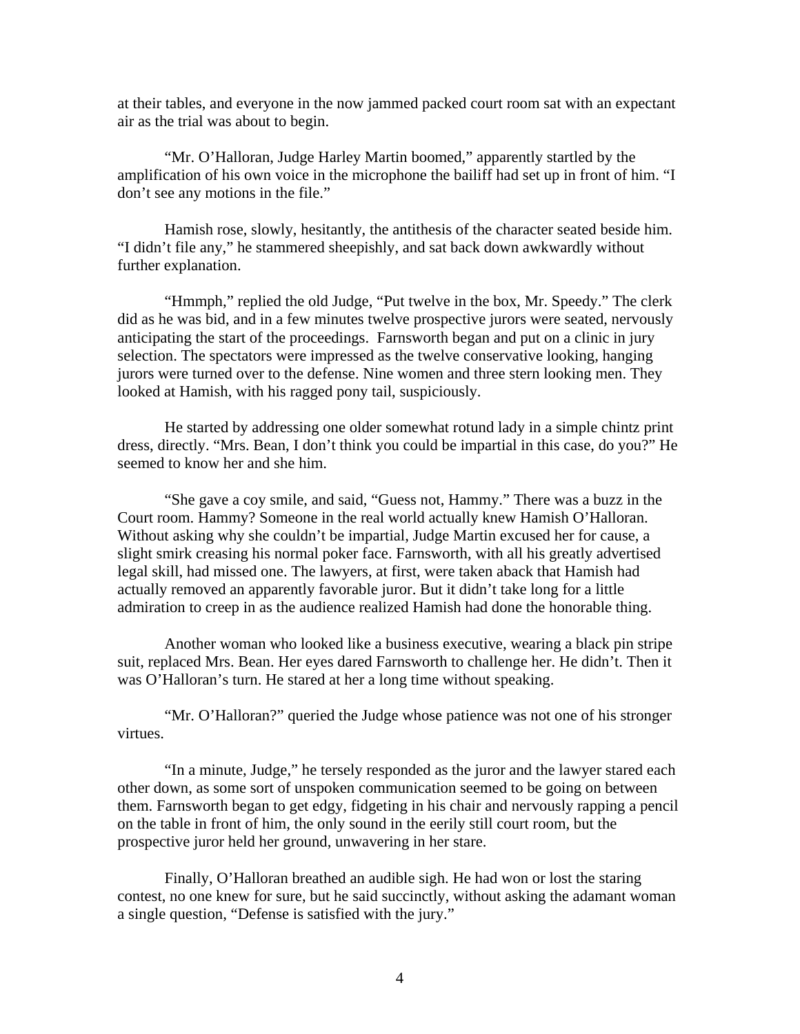at their tables, and everyone in the now jammed packed court room sat with an expectant air as the trial was about to begin.

"Mr. O'Halloran, Judge Harley Martin boomed," apparently startled by the amplification of his own voice in the microphone the bailiff had set up in front of him. "I don't see any motions in the file."

Hamish rose, slowly, hesitantly, the antithesis of the character seated beside him. "I didn't file any," he stammered sheepishly, and sat back down awkwardly without further explanation.

"Hmmph," replied the old Judge, "Put twelve in the box, Mr. Speedy." The clerk did as he was bid, and in a few minutes twelve prospective jurors were seated, nervously anticipating the start of the proceedings. Farnsworth began and put on a clinic in jury selection. The spectators were impressed as the twelve conservative looking, hanging jurors were turned over to the defense. Nine women and three stern looking men. They looked at Hamish, with his ragged pony tail, suspiciously.

He started by addressing one older somewhat rotund lady in a simple chintz print dress, directly. "Mrs. Bean, I don't think you could be impartial in this case, do you?" He seemed to know her and she him.

"She gave a coy smile, and said, "Guess not, Hammy." There was a buzz in the Court room. Hammy? Someone in the real world actually knew Hamish O'Halloran. Without asking why she couldn't be impartial, Judge Martin excused her for cause, a slight smirk creasing his normal poker face. Farnsworth, with all his greatly advertised legal skill, had missed one. The lawyers, at first, were taken aback that Hamish had actually removed an apparently favorable juror. But it didn't take long for a little admiration to creep in as the audience realized Hamish had done the honorable thing.

Another woman who looked like a business executive, wearing a black pin stripe suit, replaced Mrs. Bean. Her eyes dared Farnsworth to challenge her. He didn't. Then it was O'Halloran's turn. He stared at her a long time without speaking.

"Mr. O'Halloran?" queried the Judge whose patience was not one of his stronger virtues.

"In a minute, Judge," he tersely responded as the juror and the lawyer stared each other down, as some sort of unspoken communication seemed to be going on between them. Farnsworth began to get edgy, fidgeting in his chair and nervously rapping a pencil on the table in front of him, the only sound in the eerily still court room, but the prospective juror held her ground, unwavering in her stare.

Finally, O'Halloran breathed an audible sigh. He had won or lost the staring contest, no one knew for sure, but he said succinctly, without asking the adamant woman a single question, "Defense is satisfied with the jury."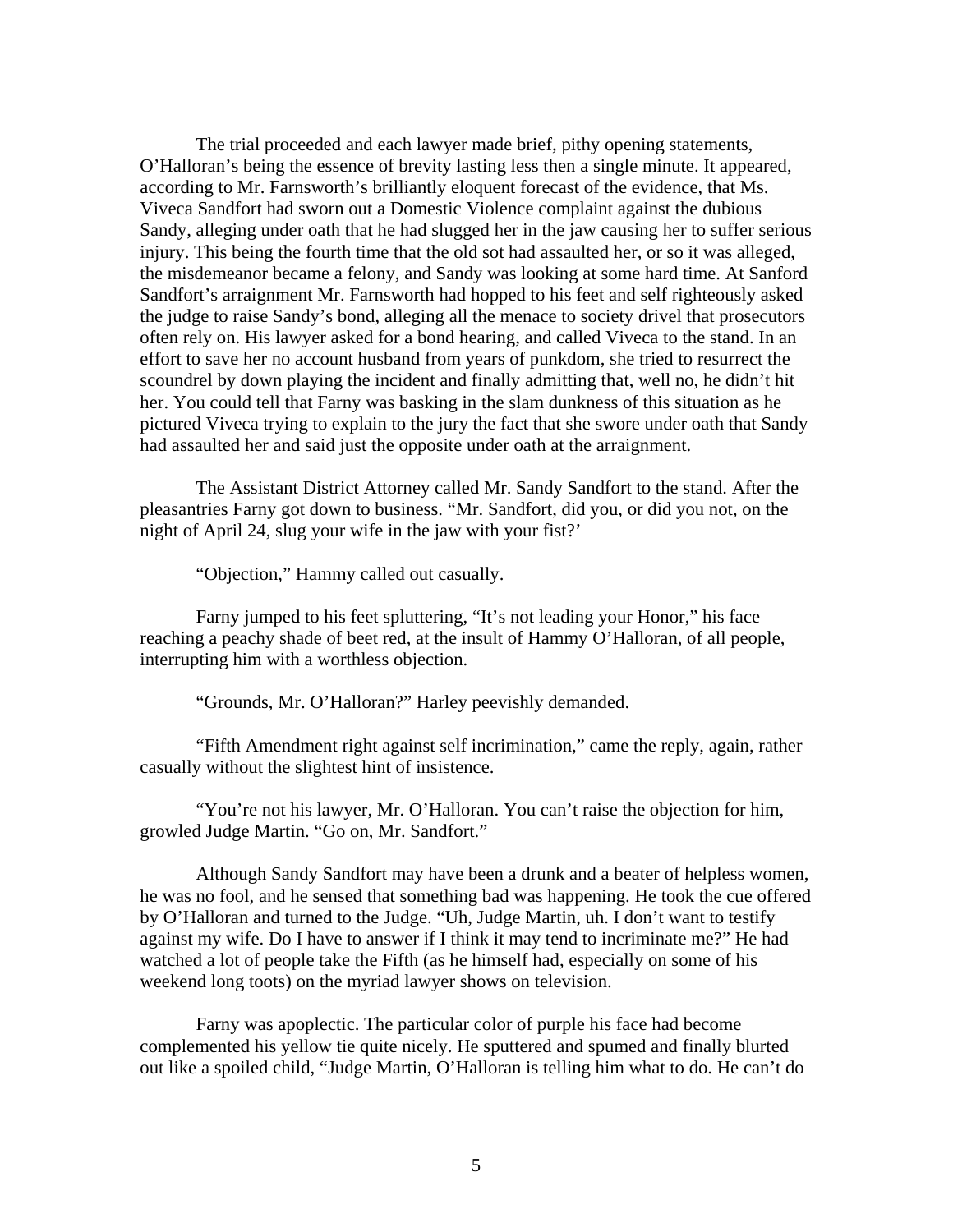The trial proceeded and each lawyer made brief, pithy opening statements, O'Halloran's being the essence of brevity lasting less then a single minute. It appeared, according to Mr. Farnsworth's brilliantly eloquent forecast of the evidence, that Ms. Viveca Sandfort had sworn out a Domestic Violence complaint against the dubious Sandy, alleging under oath that he had slugged her in the jaw causing her to suffer serious injury. This being the fourth time that the old sot had assaulted her, or so it was alleged, the misdemeanor became a felony, and Sandy was looking at some hard time. At Sanford Sandfort's arraignment Mr. Farnsworth had hopped to his feet and self righteously asked the judge to raise Sandy's bond, alleging all the menace to society drivel that prosecutors often rely on. His lawyer asked for a bond hearing, and called Viveca to the stand. In an effort to save her no account husband from years of punkdom, she tried to resurrect the scoundrel by down playing the incident and finally admitting that, well no, he didn't hit her. You could tell that Farny was basking in the slam dunkness of this situation as he pictured Viveca trying to explain to the jury the fact that she swore under oath that Sandy had assaulted her and said just the opposite under oath at the arraignment.

The Assistant District Attorney called Mr. Sandy Sandfort to the stand. After the pleasantries Farny got down to business. "Mr. Sandfort, did you, or did you not, on the night of April 24, slug your wife in the jaw with your fist?'

"Objection," Hammy called out casually.

Farny jumped to his feet spluttering, "It's not leading your Honor," his face reaching a peachy shade of beet red, at the insult of Hammy O'Halloran, of all people, interrupting him with a worthless objection.

"Grounds, Mr. O'Halloran?" Harley peevishly demanded.

"Fifth Amendment right against self incrimination," came the reply, again, rather casually without the slightest hint of insistence.

"You're not his lawyer, Mr. O'Halloran. You can't raise the objection for him, growled Judge Martin. "Go on, Mr. Sandfort."

Although Sandy Sandfort may have been a drunk and a beater of helpless women, he was no fool, and he sensed that something bad was happening. He took the cue offered by O'Halloran and turned to the Judge. "Uh, Judge Martin, uh. I don't want to testify against my wife. Do I have to answer if I think it may tend to incriminate me?" He had watched a lot of people take the Fifth (as he himself had, especially on some of his weekend long toots) on the myriad lawyer shows on television.

Farny was apoplectic. The particular color of purple his face had become complemented his yellow tie quite nicely. He sputtered and spumed and finally blurted out like a spoiled child, "Judge Martin, O'Halloran is telling him what to do. He can't do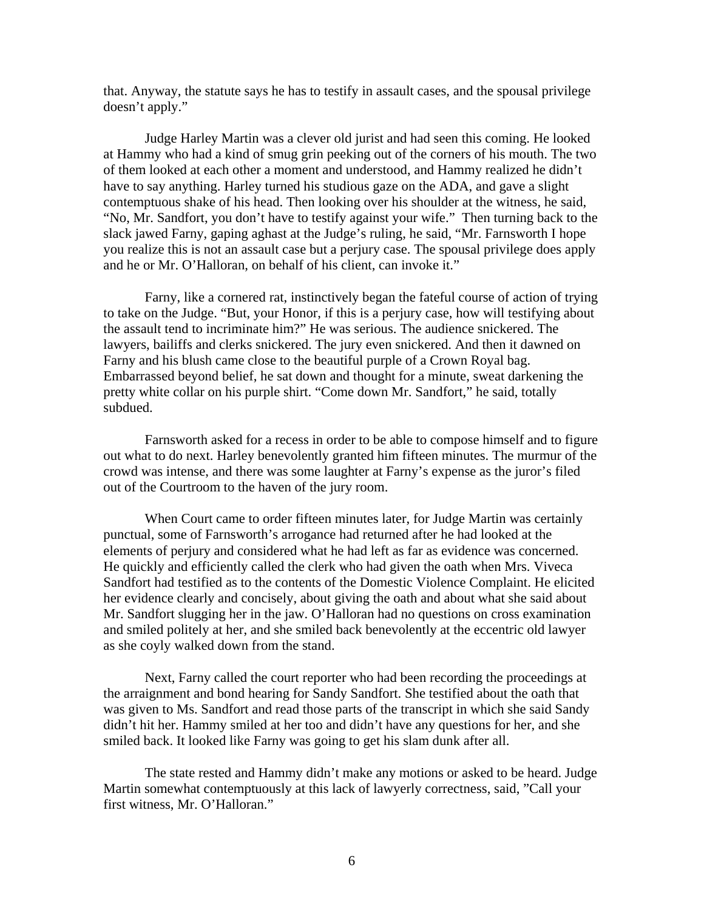that. Anyway, the statute says he has to testify in assault cases, and the spousal privilege doesn't apply."

Judge Harley Martin was a clever old jurist and had seen this coming. He looked at Hammy who had a kind of smug grin peeking out of the corners of his mouth. The two of them looked at each other a moment and understood, and Hammy realized he didn't have to say anything. Harley turned his studious gaze on the ADA, and gave a slight contemptuous shake of his head. Then looking over his shoulder at the witness, he said, "No, Mr. Sandfort, you don't have to testify against your wife." Then turning back to the slack jawed Farny, gaping aghast at the Judge's ruling, he said, "Mr. Farnsworth I hope you realize this is not an assault case but a perjury case. The spousal privilege does apply and he or Mr. O'Halloran, on behalf of his client, can invoke it."

Farny, like a cornered rat, instinctively began the fateful course of action of trying to take on the Judge. "But, your Honor, if this is a perjury case, how will testifying about the assault tend to incriminate him?" He was serious. The audience snickered. The lawyers, bailiffs and clerks snickered. The jury even snickered. And then it dawned on Farny and his blush came close to the beautiful purple of a Crown Royal bag. Embarrassed beyond belief, he sat down and thought for a minute, sweat darkening the pretty white collar on his purple shirt. "Come down Mr. Sandfort," he said, totally subdued.

Farnsworth asked for a recess in order to be able to compose himself and to figure out what to do next. Harley benevolently granted him fifteen minutes. The murmur of the crowd was intense, and there was some laughter at Farny's expense as the juror's filed out of the Courtroom to the haven of the jury room.

When Court came to order fifteen minutes later, for Judge Martin was certainly punctual, some of Farnsworth's arrogance had returned after he had looked at the elements of perjury and considered what he had left as far as evidence was concerned. He quickly and efficiently called the clerk who had given the oath when Mrs. Viveca Sandfort had testified as to the contents of the Domestic Violence Complaint. He elicited her evidence clearly and concisely, about giving the oath and about what she said about Mr. Sandfort slugging her in the jaw. O'Halloran had no questions on cross examination and smiled politely at her, and she smiled back benevolently at the eccentric old lawyer as she coyly walked down from the stand.

Next, Farny called the court reporter who had been recording the proceedings at the arraignment and bond hearing for Sandy Sandfort. She testified about the oath that was given to Ms. Sandfort and read those parts of the transcript in which she said Sandy didn't hit her. Hammy smiled at her too and didn't have any questions for her, and she smiled back. It looked like Farny was going to get his slam dunk after all.

The state rested and Hammy didn't make any motions or asked to be heard. Judge Martin somewhat contemptuously at this lack of lawyerly correctness, said, "Call your first witness, Mr. O'Halloran."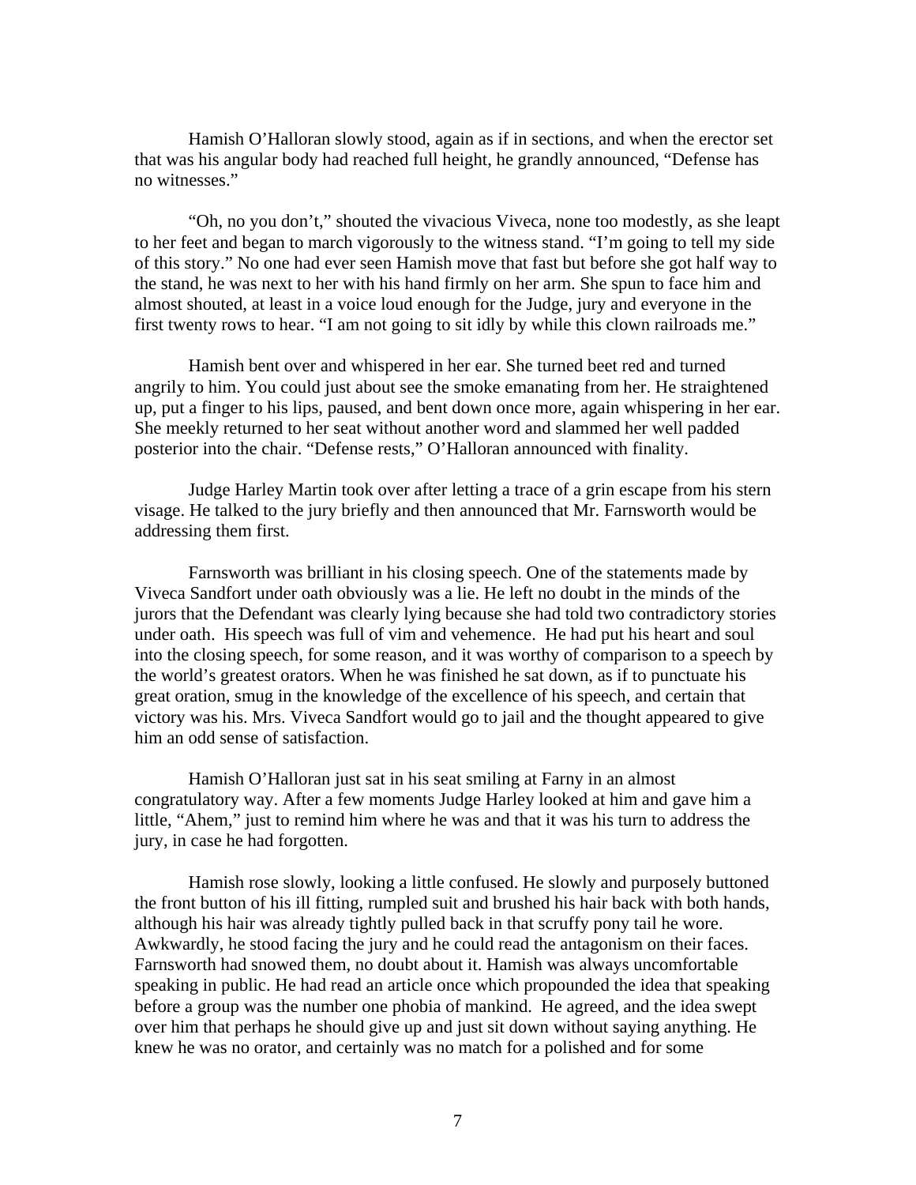Hamish O'Halloran slowly stood, again as if in sections, and when the erector set that was his angular body had reached full height, he grandly announced, "Defense has no witnesses."

"Oh, no you don't," shouted the vivacious Viveca, none too modestly, as she leapt to her feet and began to march vigorously to the witness stand. "I'm going to tell my side of this story." No one had ever seen Hamish move that fast but before she got half way to the stand, he was next to her with his hand firmly on her arm. She spun to face him and almost shouted, at least in a voice loud enough for the Judge, jury and everyone in the first twenty rows to hear. "I am not going to sit idly by while this clown railroads me."

Hamish bent over and whispered in her ear. She turned beet red and turned angrily to him. You could just about see the smoke emanating from her. He straightened up, put a finger to his lips, paused, and bent down once more, again whispering in her ear. She meekly returned to her seat without another word and slammed her well padded posterior into the chair. "Defense rests," O'Halloran announced with finality.

Judge Harley Martin took over after letting a trace of a grin escape from his stern visage. He talked to the jury briefly and then announced that Mr. Farnsworth would be addressing them first.

Farnsworth was brilliant in his closing speech. One of the statements made by Viveca Sandfort under oath obviously was a lie. He left no doubt in the minds of the jurors that the Defendant was clearly lying because she had told two contradictory stories under oath. His speech was full of vim and vehemence. He had put his heart and soul into the closing speech, for some reason, and it was worthy of comparison to a speech by the world's greatest orators. When he was finished he sat down, as if to punctuate his great oration, smug in the knowledge of the excellence of his speech, and certain that victory was his. Mrs. Viveca Sandfort would go to jail and the thought appeared to give him an odd sense of satisfaction.

Hamish O'Halloran just sat in his seat smiling at Farny in an almost congratulatory way. After a few moments Judge Harley looked at him and gave him a little, "Ahem," just to remind him where he was and that it was his turn to address the jury, in case he had forgotten.

Hamish rose slowly, looking a little confused. He slowly and purposely buttoned the front button of his ill fitting, rumpled suit and brushed his hair back with both hands, although his hair was already tightly pulled back in that scruffy pony tail he wore. Awkwardly, he stood facing the jury and he could read the antagonism on their faces. Farnsworth had snowed them, no doubt about it. Hamish was always uncomfortable speaking in public. He had read an article once which propounded the idea that speaking before a group was the number one phobia of mankind. He agreed, and the idea swept over him that perhaps he should give up and just sit down without saying anything. He knew he was no orator, and certainly was no match for a polished and for some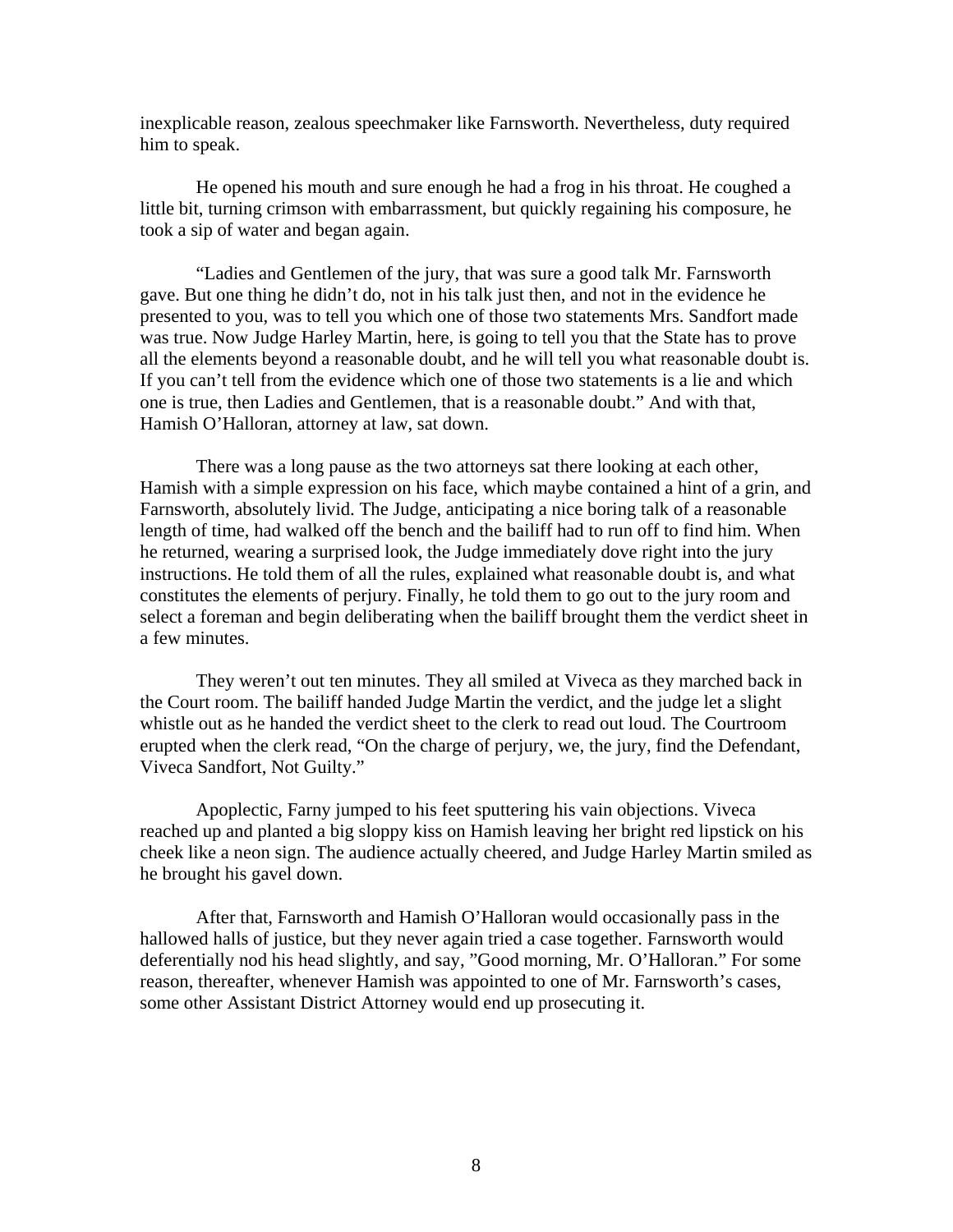inexplicable reason, zealous speechmaker like Farnsworth. Nevertheless, duty required him to speak.

He opened his mouth and sure enough he had a frog in his throat. He coughed a little bit, turning crimson with embarrassment, but quickly regaining his composure, he took a sip of water and began again.

"Ladies and Gentlemen of the jury, that was sure a good talk Mr. Farnsworth gave. But one thing he didn't do, not in his talk just then, and not in the evidence he presented to you, was to tell you which one of those two statements Mrs. Sandfort made was true. Now Judge Harley Martin, here, is going to tell you that the State has to prove all the elements beyond a reasonable doubt, and he will tell you what reasonable doubt is. If you can't tell from the evidence which one of those two statements is a lie and which one is true, then Ladies and Gentlemen, that is a reasonable doubt." And with that, Hamish O'Halloran, attorney at law, sat down.

There was a long pause as the two attorneys sat there looking at each other, Hamish with a simple expression on his face, which maybe contained a hint of a grin, and Farnsworth, absolutely livid. The Judge, anticipating a nice boring talk of a reasonable length of time, had walked off the bench and the bailiff had to run off to find him. When he returned, wearing a surprised look, the Judge immediately dove right into the jury instructions. He told them of all the rules, explained what reasonable doubt is, and what constitutes the elements of perjury. Finally, he told them to go out to the jury room and select a foreman and begin deliberating when the bailiff brought them the verdict sheet in a few minutes.

They weren't out ten minutes. They all smiled at Viveca as they marched back in the Court room. The bailiff handed Judge Martin the verdict, and the judge let a slight whistle out as he handed the verdict sheet to the clerk to read out loud. The Courtroom erupted when the clerk read, "On the charge of perjury, we, the jury, find the Defendant, Viveca Sandfort, Not Guilty."

Apoplectic, Farny jumped to his feet sputtering his vain objections. Viveca reached up and planted a big sloppy kiss on Hamish leaving her bright red lipstick on his cheek like a neon sign. The audience actually cheered, and Judge Harley Martin smiled as he brought his gavel down.

After that, Farnsworth and Hamish O'Halloran would occasionally pass in the hallowed halls of justice, but they never again tried a case together. Farnsworth would deferentially nod his head slightly, and say, "Good morning, Mr. O'Halloran." For some reason, thereafter, whenever Hamish was appointed to one of Mr. Farnsworth's cases, some other Assistant District Attorney would end up prosecuting it.